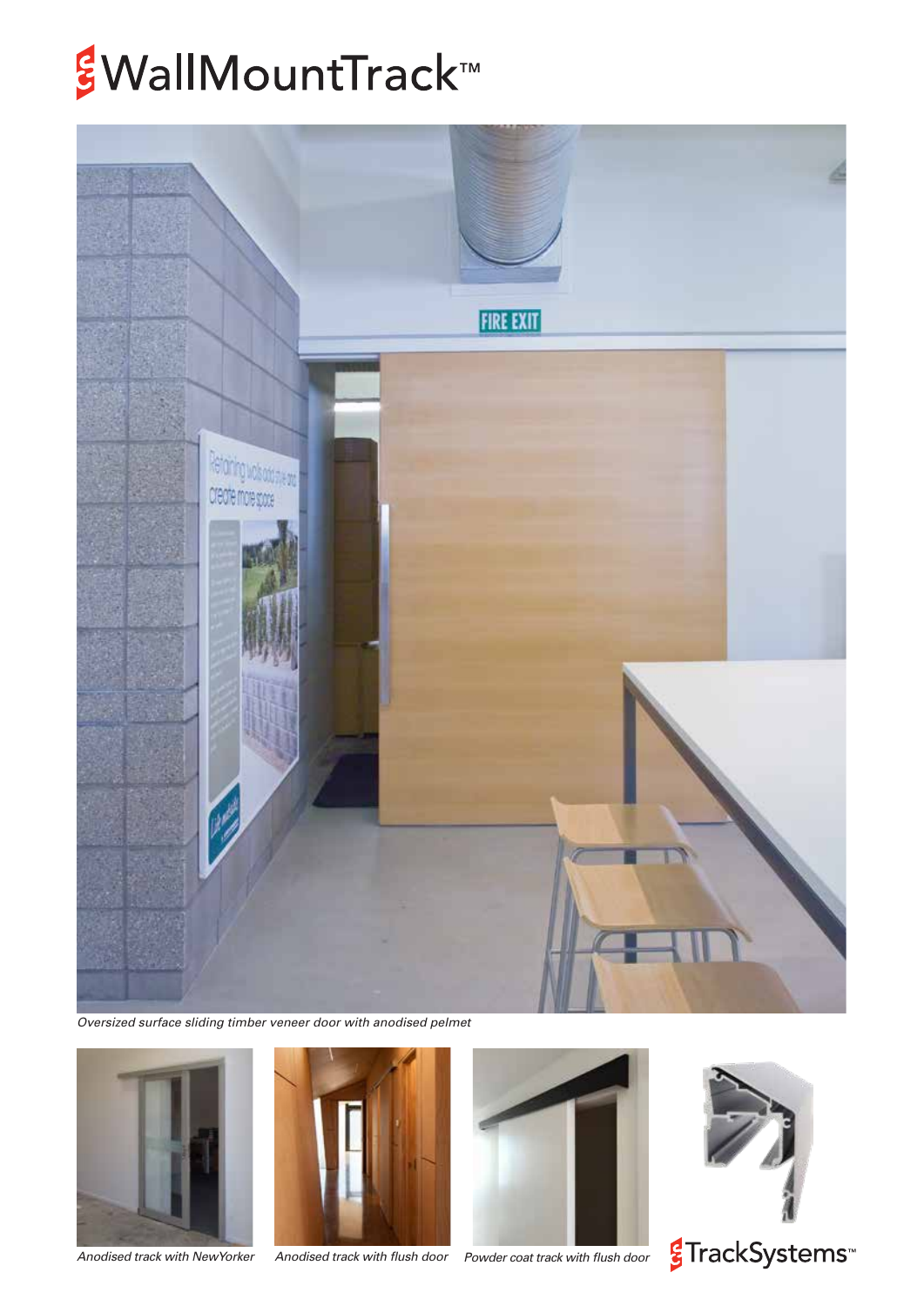# WallMountTrack™

*Oversized surface sliding timber veneer door with anodised pelmet*

*Anodised track with NewYorker*

*Anodised track with flush door*

*Powder coat track with flush door*

TrackSystems™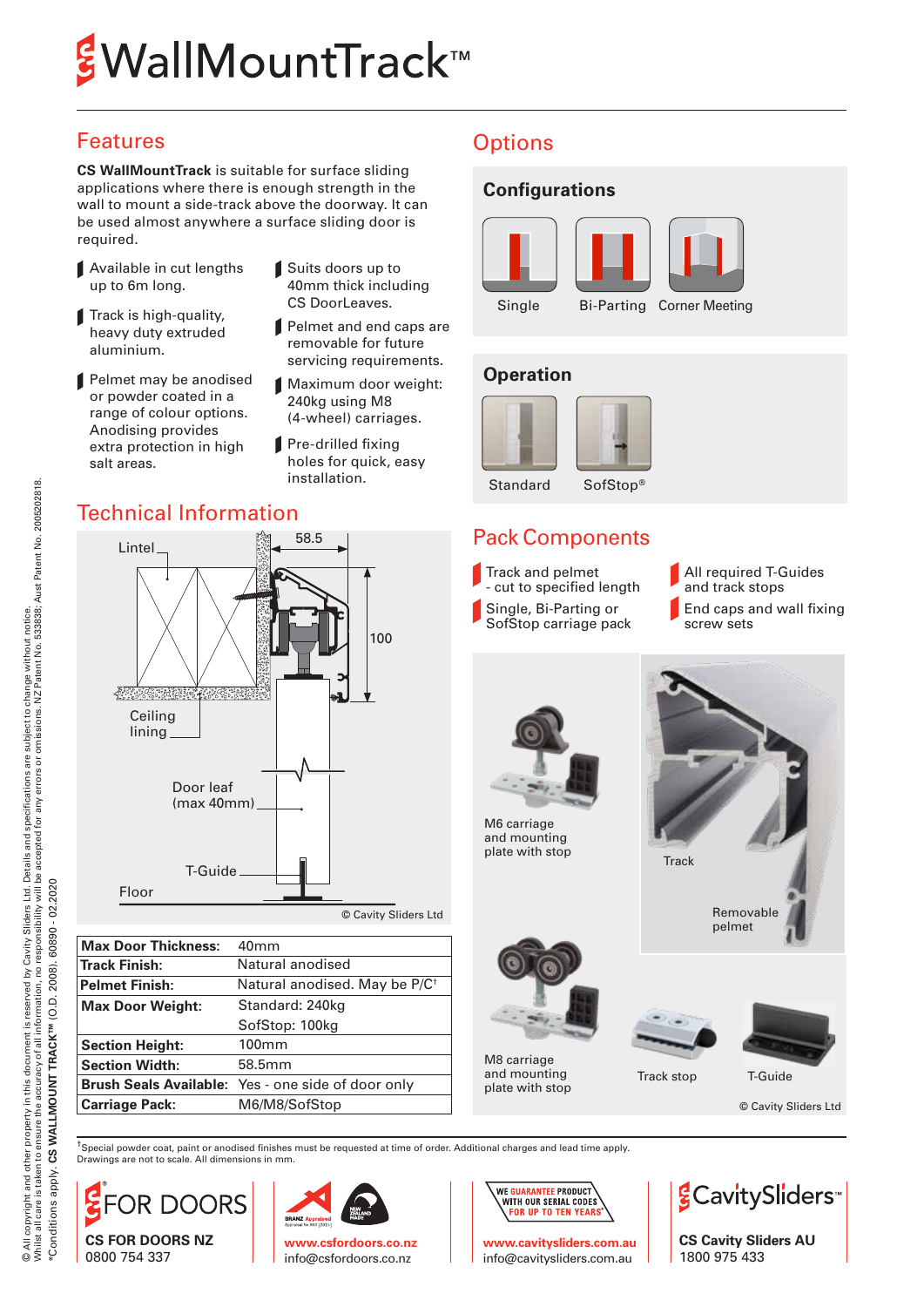# WallMountTrack™

## Features

**CS WallMountTrack** is suitable for surface sliding applications where there is enough strength in the wall to mount a side-track above the doorway. It can be used almost anywhere a surface sliding door is required.

- Available in cut lengths up to 6m long.
- Track is high-quality, heavy duty extruded aluminium.
- Pelmet may be anodised or powder coated in a range of colour options. Anodising provides extra protection in high salt areas.
- Suits doors up to 40mm thick including CS DoorLeaves.
- Pelmet and end caps are removable for future servicing requirements.
- Maximum door weight: 240kg using M8 (4-wheel) carriages.
- Pre-drilled fixing holes for quick, easy installation.

## Technical Information

Lintel
58.5
100
Ceiling lining
Door leaf (max 40mm)
T-Guide
Floor
© Cavity Sliders Ltd

| | |
|---|---|
| **Max Door Thickness:** | 40mm |
| **Track Finish:** | Natural anodised |
| **Pelmet Finish:** | Natural anodised. May be P/C† |
| **Max Door Weight:** | Standard: 240kg<br>SofStop: 100kg |
| **Section Height:** | 100mm |
| **Section Width:** | 58.5mm |
| **Brush Seals Available:** | Yes - one side of door only |
| **Carriage Pack:** | M6/M8/SofStop |

## Options

### Configurations

Single
Bi-Parting
Corner Meeting

### Operation

Standard
SofStop®

## Pack Components

- Track and pelmet - cut to specified length
- Single, Bi-Parting or SofStop carriage pack
- All required T-Guides and track stops
- End caps and wall fixing screw sets

M6 carriage and mounting plate with stop
Track
Removable pelmet
M8 carriage and mounting plate with stop
Track stop
T-Guide
© Cavity Sliders Ltd

†Special powder coat, paint or anodised finishes must be requested at time of order. Additional charges and lead time apply.
Drawings are not to scale. All dimensions in mm.

FOR DOORS
**CS FOR DOORS NZ**
0800 754 337

BRANZ Appraised
NEW ZEALAND MADE
**www.csfordoors.co.nz**
info@csfordoors.co.nz

WE GUARANTEE PRODUCT WITH OUR SERIAL CODES FOR UP TO TEN YEARS*
**www.cavitysliders.com.au**
info@cavitysliders.com.au

CavitySliders™
**CS Cavity Sliders AU**
1800 975 433

© All copyright and other property in this document is reserved by Cavity Sliders Ltd. Details and specifications are subject to change without notice. Whilst all care is taken to ensure the accuracy of all information, no responsibility will be accepted for any errors or omissions. NZ Patent No. 533838; Aust Patent No. 2005202818.
*Conditions apply. **CS WALLMOUNT TRACK™** (O.D. 2008). 60890 - 02.2020